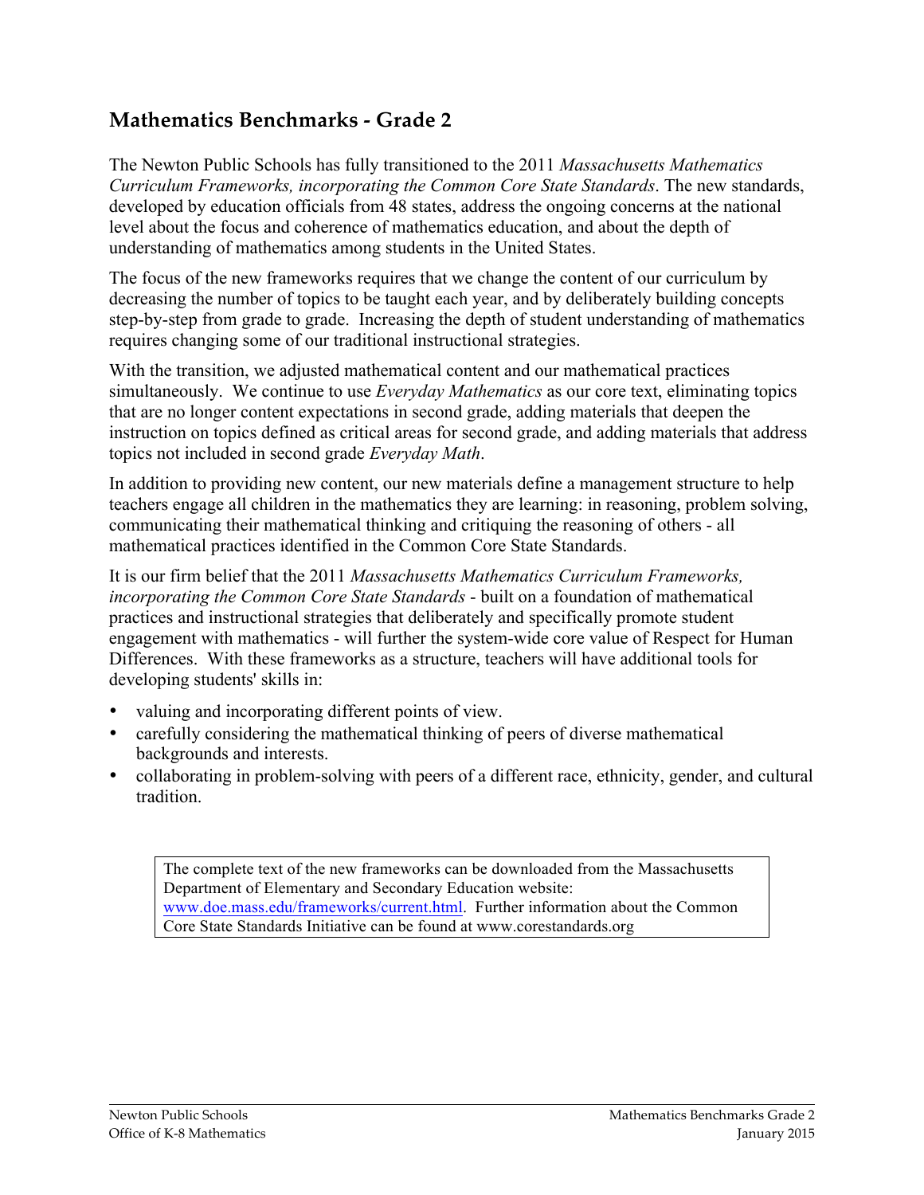## Mathematics Benchmarks - Grade 2

The Newton Public Schools has fully transitioned to the 2011 *Massachusetts Mathematics Curriculum Frameworks, incorporating the Common Core State Standards*. The new standards, developed by education officials from 48 states, address the ongoing concerns at the national level about the focus and coherence of mathematics education, and about the depth of understanding of mathematics among students in the United States.

The focus of the new frameworks requires that we change the content of our curriculum by decreasing the number of topics to be taught each year, and by deliberately building concepts step-by-step from grade to grade. Increasing the depth of student understanding of mathematics requires changing some of our traditional instructional strategies.

With the transition, we adjusted mathematical content and our mathematical practices simultaneously. We continue to use *Everyday Mathematics* as our core text, eliminating topics that are no longer content expectations in second grade, adding materials that deepen the instruction on topics defined as critical areas for second grade, and adding materials that address topics not included in second grade *Everyday Math*.

In addition to providing new content, our new materials define a management structure to help teachers engage all children in the mathematics they are learning: in reasoning, problem solving, communicating their mathematical thinking and critiquing the reasoning of others - all mathematical practices identified in the Common Core State Standards.

It is our firm belief that the 2011 *Massachusetts Mathematics Curriculum Frameworks, incorporating the Common Core State Standards* - built on a foundation of mathematical practices and instructional strategies that deliberately and specifically promote student engagement with mathematics - will further the system-wide core value of Respect for Human Differences. With these frameworks as a structure, teachers will have additional tools for developing students' skills in:

- valuing and incorporating different points of view.
- carefully considering the mathematical thinking of peers of diverse mathematical backgrounds and interests.
- collaborating in problem-solving with peers of a different race, ethnicity, gender, and cultural tradition.

> The complete text of the new frameworks can be downloaded from the Massachusetts Department of Elementary and Secondary Education website: www.doe.mass.edu/frameworks/current.html. Further information about the Common Core State Standards Initiative can be found at www.corestandards.org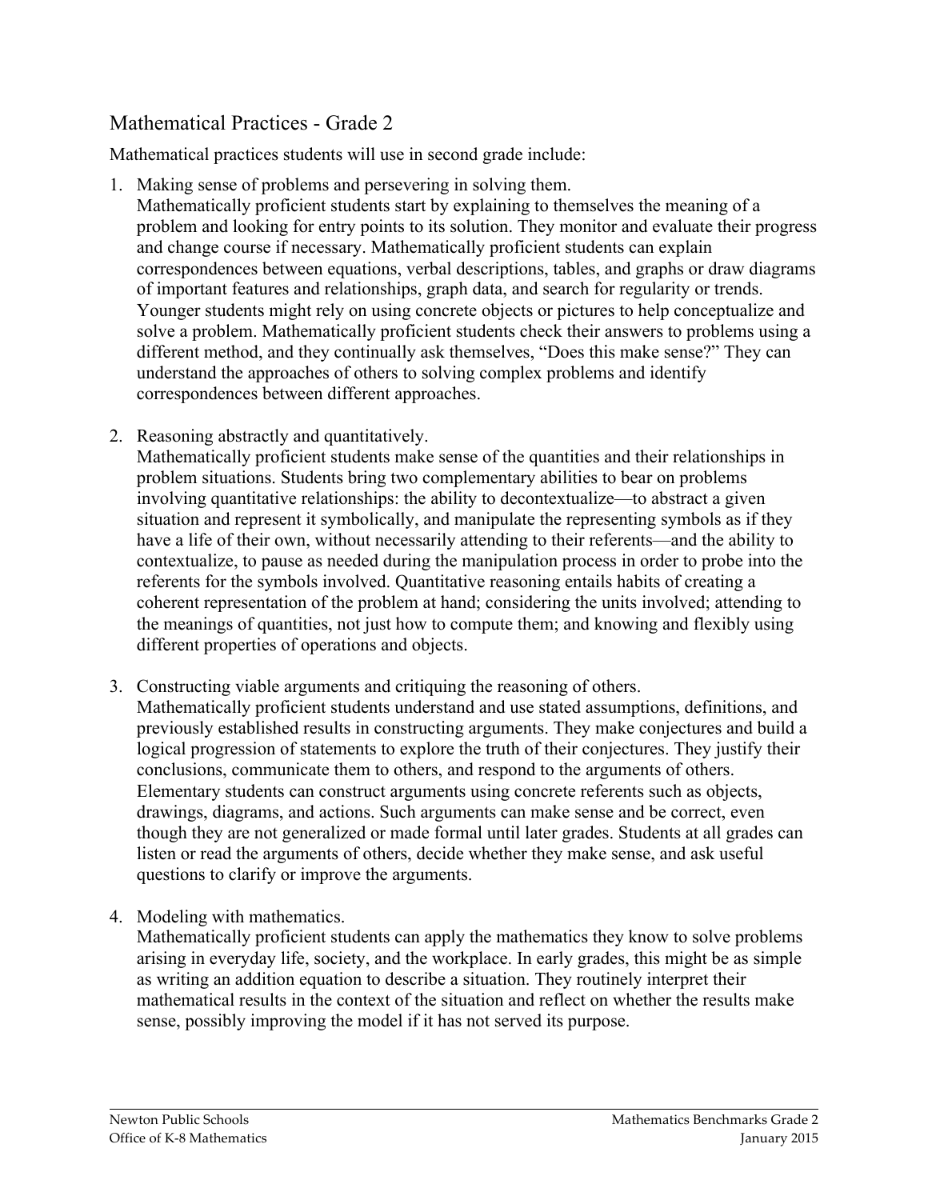## Mathematical Practices - Grade 2

Mathematical practices students will use in second grade include:

1. Making sense of problems and persevering in solving them.
   Mathematically proficient students start by explaining to themselves the meaning of a problem and looking for entry points to its solution. They monitor and evaluate their progress and change course if necessary. Mathematically proficient students can explain correspondences between equations, verbal descriptions, tables, and graphs or draw diagrams of important features and relationships, graph data, and search for regularity or trends. Younger students might rely on using concrete objects or pictures to help conceptualize and solve a problem. Mathematically proficient students check their answers to problems using a different method, and they continually ask themselves, "Does this make sense?" They can understand the approaches of others to solving complex problems and identify correspondences between different approaches.

2. Reasoning abstractly and quantitatively.
   Mathematically proficient students make sense of the quantities and their relationships in problem situations. Students bring two complementary abilities to bear on problems involving quantitative relationships: the ability to decontextualize—to abstract a given situation and represent it symbolically, and manipulate the representing symbols as if they have a life of their own, without necessarily attending to their referents—and the ability to contextualize, to pause as needed during the manipulation process in order to probe into the referents for the symbols involved. Quantitative reasoning entails habits of creating a coherent representation of the problem at hand; considering the units involved; attending to the meanings of quantities, not just how to compute them; and knowing and flexibly using different properties of operations and objects.

3. Constructing viable arguments and critiquing the reasoning of others.
   Mathematically proficient students understand and use stated assumptions, definitions, and previously established results in constructing arguments. They make conjectures and build a logical progression of statements to explore the truth of their conjectures. They justify their conclusions, communicate them to others, and respond to the arguments of others. Elementary students can construct arguments using concrete referents such as objects, drawings, diagrams, and actions. Such arguments can make sense and be correct, even though they are not generalized or made formal until later grades. Students at all grades can listen or read the arguments of others, decide whether they make sense, and ask useful questions to clarify or improve the arguments.

4. Modeling with mathematics.
   Mathematically proficient students can apply the mathematics they know to solve problems arising in everyday life, society, and the workplace. In early grades, this might be as simple as writing an addition equation to describe a situation. They routinely interpret their mathematical results in the context of the situation and reflect on whether the results make sense, possibly improving the model if it has not served its purpose.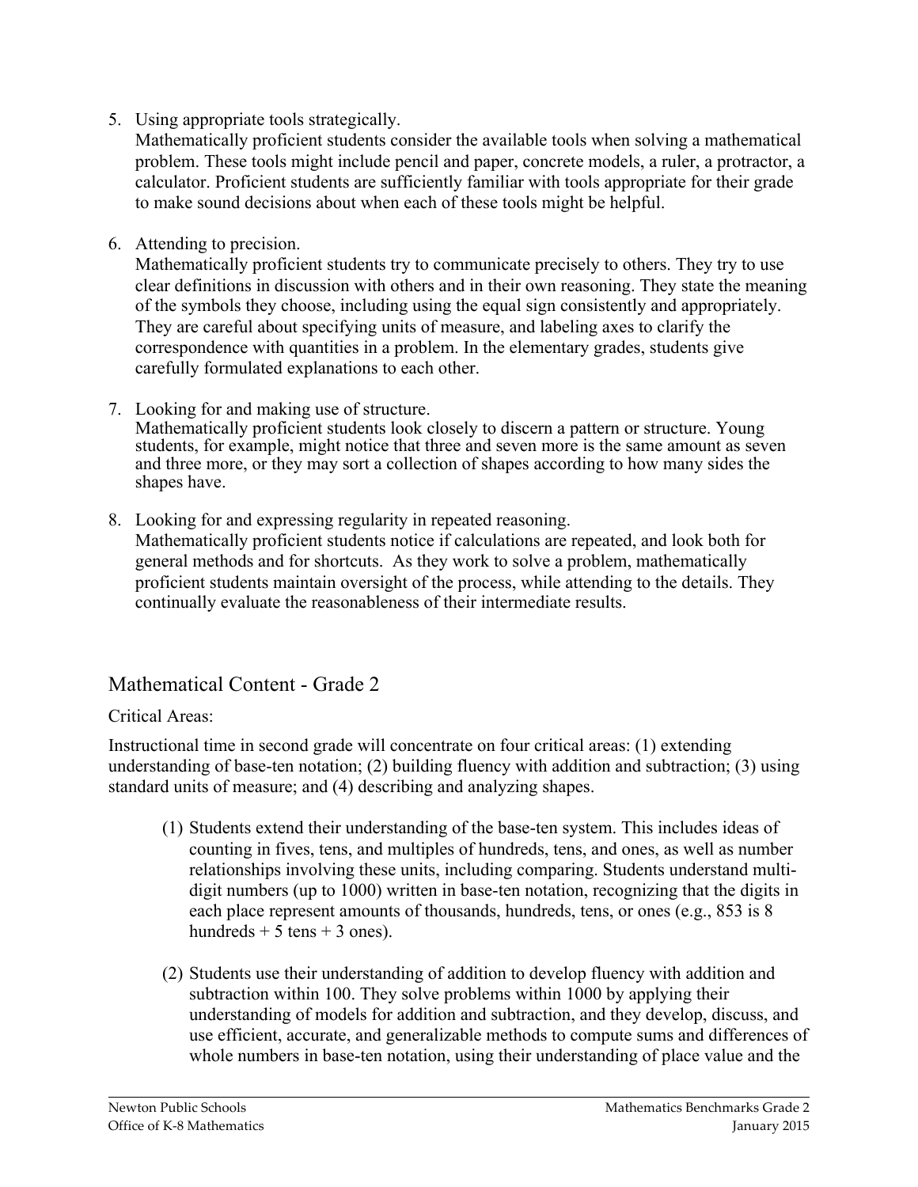5. Using appropriate tools strategically.
   Mathematically proficient students consider the available tools when solving a mathematical problem. These tools might include pencil and paper, concrete models, a ruler, a protractor, a calculator. Proficient students are sufficiently familiar with tools appropriate for their grade to make sound decisions about when each of these tools might be helpful.

6. Attending to precision.
   Mathematically proficient students try to communicate precisely to others. They try to use clear definitions in discussion with others and in their own reasoning. They state the meaning of the symbols they choose, including using the equal sign consistently and appropriately. They are careful about specifying units of measure, and labeling axes to clarify the correspondence with quantities in a problem. In the elementary grades, students give carefully formulated explanations to each other.

7. Looking for and making use of structure.
   Mathematically proficient students look closely to discern a pattern or structure. Young students, for example, might notice that three and seven more is the same amount as seven and three more, or they may sort a collection of shapes according to how many sides the shapes have.

8. Looking for and expressing regularity in repeated reasoning.
   Mathematically proficient students notice if calculations are repeated, and look both for general methods and for shortcuts. As they work to solve a problem, mathematically proficient students maintain oversight of the process, while attending to the details. They continually evaluate the reasonableness of their intermediate results.

## Mathematical Content - Grade 2

Critical Areas:

Instructional time in second grade will concentrate on four critical areas: (1) extending understanding of base-ten notation; (2) building fluency with addition and subtraction; (3) using standard units of measure; and (4) describing and analyzing shapes.

(1) Students extend their understanding of the base-ten system. This includes ideas of counting in fives, tens, and multiples of hundreds, tens, and ones, as well as number relationships involving these units, including comparing. Students understand multi-digit numbers (up to 1000) written in base-ten notation, recognizing that the digits in each place represent amounts of thousands, hundreds, tens, or ones (e.g., 853 is 8 hundreds + 5 tens + 3 ones).

(2) Students use their understanding of addition to develop fluency with addition and subtraction within 100. They solve problems within 1000 by applying their understanding of models for addition and subtraction, and they develop, discuss, and use efficient, accurate, and generalizable methods to compute sums and differences of whole numbers in base-ten notation, using their understanding of place value and the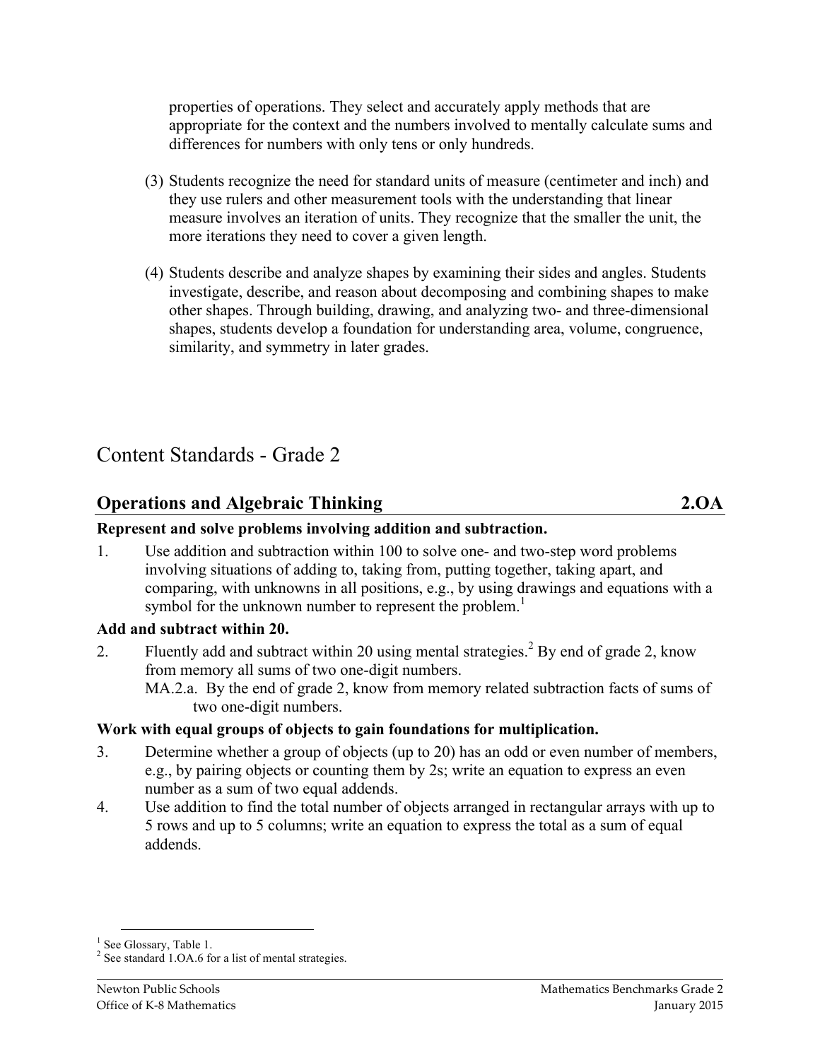properties of operations. They select and accurately apply methods that are appropriate for the context and the numbers involved to mentally calculate sums and differences for numbers with only tens or only hundreds.

(3) Students recognize the need for standard units of measure (centimeter and inch) and they use rulers and other measurement tools with the understanding that linear measure involves an iteration of units. They recognize that the smaller the unit, the more iterations they need to cover a given length.

(4) Students describe and analyze shapes by examining their sides and angles. Students investigate, describe, and reason about decomposing and combining shapes to make other shapes. Through building, drawing, and analyzing two- and three-dimensional shapes, students develop a foundation for understanding area, volume, congruence, similarity, and symmetry in later grades.

# Content Standards - Grade 2

## Operations and Algebraic Thinking 2.OA

**Represent and solve problems involving addition and subtraction.**

1. Use addition and subtraction within 100 to solve one- and two-step word problems involving situations of adding to, taking from, putting together, taking apart, and comparing, with unknowns in all positions, e.g., by using drawings and equations with a symbol for the unknown number to represent the problem.[1]

**Add and subtract within 20.**

2. Fluently add and subtract within 20 using mental strategies.[2] By end of grade 2, know from memory all sums of two one-digit numbers.
   MA.2.a. By the end of grade 2, know from memory related subtraction facts of sums of two one-digit numbers.

**Work with equal groups of objects to gain foundations for multiplication.**

3. Determine whether a group of objects (up to 20) has an odd or even number of members, e.g., by pairing objects or counting them by 2s; write an equation to express an even number as a sum of two equal addends.
4. Use addition to find the total number of objects arranged in rectangular arrays with up to 5 rows and up to 5 columns; write an equation to express the total as a sum of equal addends.

[1] See Glossary, Table 1.
[2] See standard 1.OA.6 for a list of mental strategies.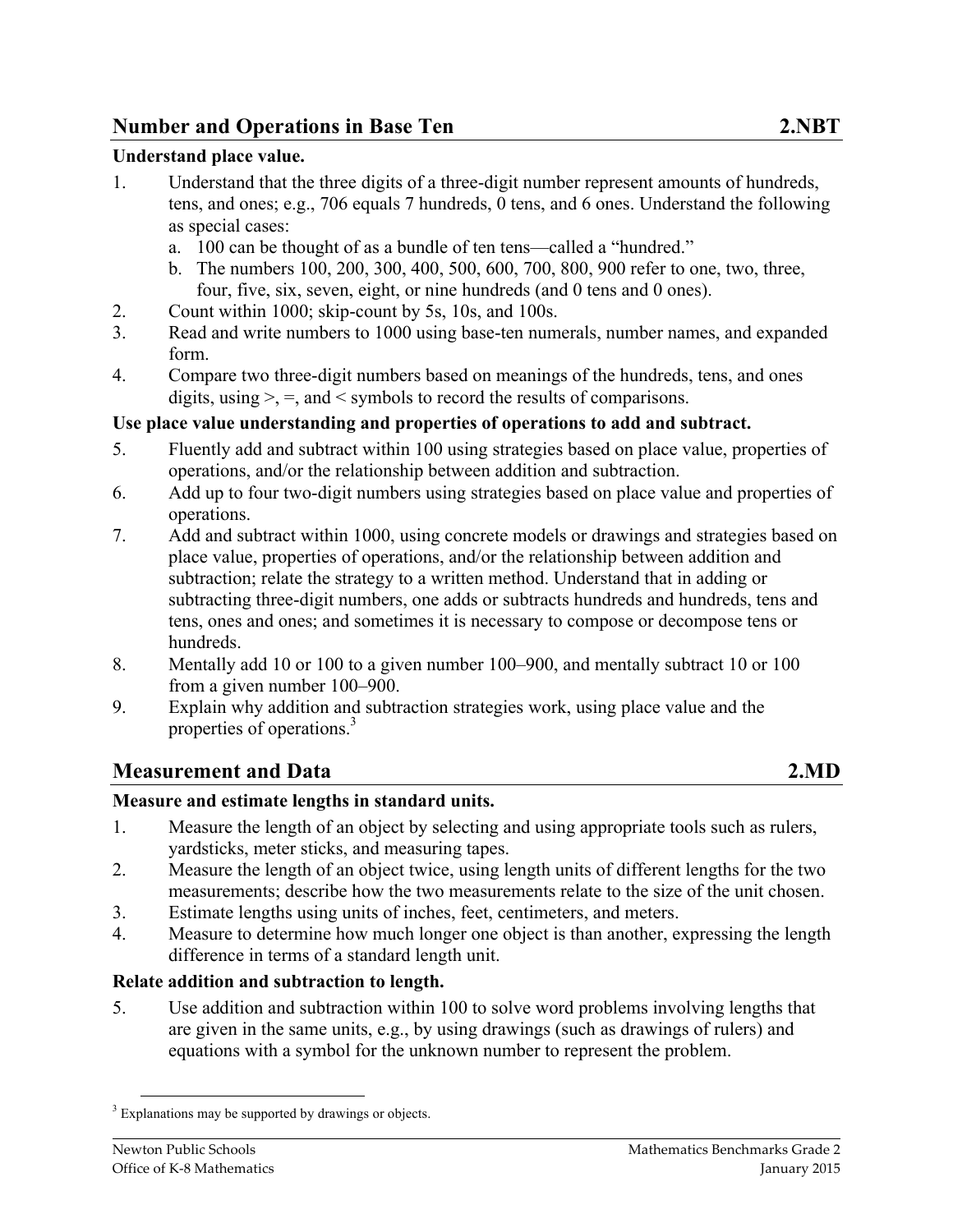## Number and Operations in Base Ten 2.NBT

**Understand place value.**

1. Understand that the three digits of a three-digit number represent amounts of hundreds, tens, and ones; e.g., 706 equals 7 hundreds, 0 tens, and 6 ones. Understand the following as special cases:
   a. 100 can be thought of as a bundle of ten tens—called a "hundred."
   b. The numbers 100, 200, 300, 400, 500, 600, 700, 800, 900 refer to one, two, three, four, five, six, seven, eight, or nine hundreds (and 0 tens and 0 ones).
2. Count within 1000; skip-count by 5s, 10s, and 100s.
3. Read and write numbers to 1000 using base-ten numerals, number names, and expanded form.
4. Compare two three-digit numbers based on meanings of the hundreds, tens, and ones digits, using >, =, and < symbols to record the results of comparisons.

**Use place value understanding and properties of operations to add and subtract.**

5. Fluently add and subtract within 100 using strategies based on place value, properties of operations, and/or the relationship between addition and subtraction.
6. Add up to four two-digit numbers using strategies based on place value and properties of operations.
7. Add and subtract within 1000, using concrete models or drawings and strategies based on place value, properties of operations, and/or the relationship between addition and subtraction; relate the strategy to a written method. Understand that in adding or subtracting three-digit numbers, one adds or subtracts hundreds and hundreds, tens and tens, ones and ones; and sometimes it is necessary to compose or decompose tens or hundreds.
8. Mentally add 10 or 100 to a given number 100–900, and mentally subtract 10 or 100 from a given number 100–900.
9. Explain why addition and subtraction strategies work, using place value and the properties of operations.[3]

## Measurement and Data 2.MD

**Measure and estimate lengths in standard units.**

1. Measure the length of an object by selecting and using appropriate tools such as rulers, yardsticks, meter sticks, and measuring tapes.
2. Measure the length of an object twice, using length units of different lengths for the two measurements; describe how the two measurements relate to the size of the unit chosen.
3. Estimate lengths using units of inches, feet, centimeters, and meters.
4. Measure to determine how much longer one object is than another, expressing the length difference in terms of a standard length unit.

**Relate addition and subtraction to length.**

5. Use addition and subtraction within 100 to solve word problems involving lengths that are given in the same units, e.g., by using drawings (such as drawings of rulers) and equations with a symbol for the unknown number to represent the problem.

---

[3] Explanations may be supported by drawings or objects.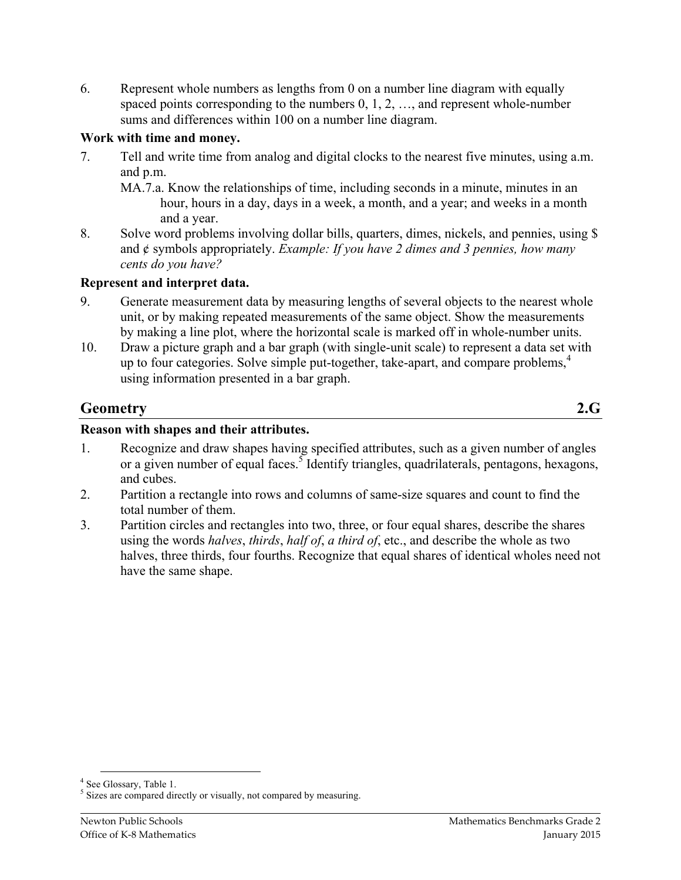6. Represent whole numbers as lengths from 0 on a number line diagram with equally spaced points corresponding to the numbers 0, 1, 2, …, and represent whole-number sums and differences within 100 on a number line diagram.

**Work with time and money.**

7. Tell and write time from analog and digital clocks to the nearest five minutes, using a.m. and p.m.
   - MA.7.a. Know the relationships of time, including seconds in a minute, minutes in an hour, hours in a day, days in a week, a month, and a year; and weeks in a month and a year.
8. Solve word problems involving dollar bills, quarters, dimes, nickels, and pennies, using $ and ¢ symbols appropriately. *Example: If you have 2 dimes and 3 pennies, how many cents do you have?*

**Represent and interpret data.**

9. Generate measurement data by measuring lengths of several objects to the nearest whole unit, or by making repeated measurements of the same object. Show the measurements by making a line plot, where the horizontal scale is marked off in whole-number units.
10. Draw a picture graph and a bar graph (with single-unit scale) to represent a data set with up to four categories. Solve simple put-together, take-apart, and compare problems,[4] using information presented in a bar graph.

## Geometry 2.G

**Reason with shapes and their attributes.**

1. Recognize and draw shapes having specified attributes, such as a given number of angles or a given number of equal faces.[5] Identify triangles, quadrilaterals, pentagons, hexagons, and cubes.
2. Partition a rectangle into rows and columns of same-size squares and count to find the total number of them.
3. Partition circles and rectangles into two, three, or four equal shares, describe the shares using the words *halves*, *thirds*, *half of*, *a third of*, etc., and describe the whole as two halves, three thirds, four fourths. Recognize that equal shares of identical wholes need not have the same shape.

---

[4] See Glossary, Table 1.

[5] Sizes are compared directly or visually, not compared by measuring.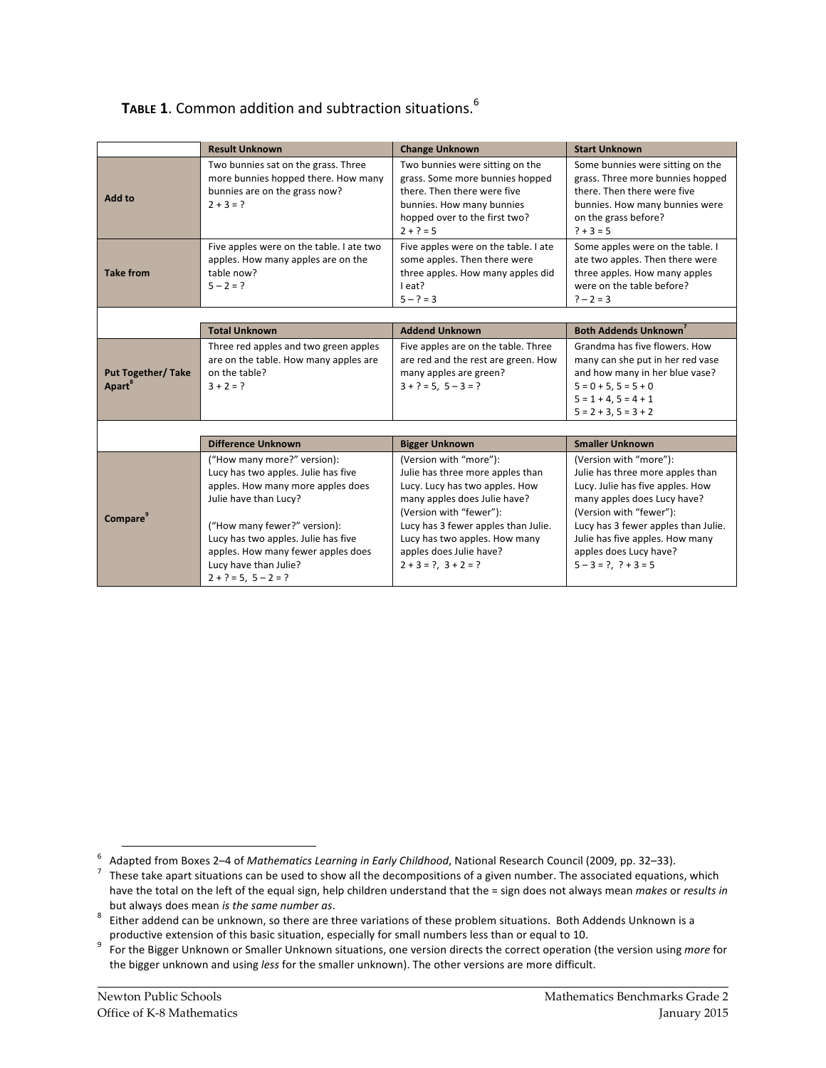**TABLE 1**. Common addition and subtraction situations.[6]

| | Result Unknown | Change Unknown | Start Unknown |
|---|---|---|---|
| **Add to** | Two bunnies sat on the grass. Three more bunnies hopped there. How many bunnies are on the grass now? $2 + 3 = ?$ | Two bunnies were sitting on the grass. Some more bunnies hopped there. Then there were five bunnies. How many bunnies hopped over to the first two? $2 + ? = 5$ | Some bunnies were sitting on the grass. Three more bunnies hopped there. Then there were five bunnies. How many bunnies were on the grass before? $? + 3 = 5$ |
| **Take from** | Five apples were on the table. I ate two apples. How many apples are on the table now? $5 – 2 = ?$ | Five apples were on the table. I ate some apples. Then there were three apples. How many apples did I eat? $5 – ? = 3$ | Some apples were on the table. I ate two apples. Then there were three apples. How many apples were on the table before? $? – 2 = 3$ |
| | **Total Unknown** | **Addend Unknown** | **Both Addends Unknown**[7] |
| **Put Together/ Take Apart**[8] | Three red apples and two green apples are on the table. How many apples are on the table? $3 + 2 = ?$ | Five apples are on the table. Three are red and the rest are green. How many apples are green? $3 + ? = 5$, $5 – 3 = ?$ | Grandma has five flowers. How many can she put in her red vase and how many in her blue vase? $5 = 0 + 5$, $5 = 5 + 0$ $5 = 1 + 4$, $5 = 4 + 1$ $5 = 2 + 3$, $5 = 3 + 2$ |
| | **Difference Unknown** | **Bigger Unknown** | **Smaller Unknown** |
| **Compare**[9] | ("How many more?" version): Lucy has two apples. Julie has five apples. How many more apples does Julie have than Lucy? ("How many fewer?" version): Lucy has two apples. Julie has five apples. How many fewer apples does Lucy have than Julie? $2 + ? = 5$, $5 – 2 = ?$ | (Version with "more"): Julie has three more apples than Lucy. Lucy has two apples. How many apples does Julie have? (Version with "fewer"): Lucy has 3 fewer apples than Julie. Lucy has two apples. How many apples does Julie have? $2 + 3 = ?$, $3 + 2 = ?$ | (Version with "more"): Julie has three more apples than Lucy. Julie has five apples. How many apples does Lucy have? (Version with "fewer"): Lucy has 3 fewer apples than Julie. Julie has five apples. How many apples does Lucy have? $5 – 3 = ?$, $? + 3 = 5$ |

[6] Adapted from Boxes 2–4 of *Mathematics Learning in Early Childhood*, National Research Council (2009, pp. 32–33).

[7] These take apart situations can be used to show all the decompositions of a given number. The associated equations, which have the total on the left of the equal sign, help children understand that the = sign does not always mean *makes* or *results in* but always does mean *is the same number as*.

[8] Either addend can be unknown, so there are three variations of these problem situations. Both Addends Unknown is a productive extension of this basic situation, especially for small numbers less than or equal to 10.

[9] For the Bigger Unknown or Smaller Unknown situations, one version directs the correct operation (the version using *more* for the bigger unknown and using *less* for the smaller unknown). The other versions are more difficult.